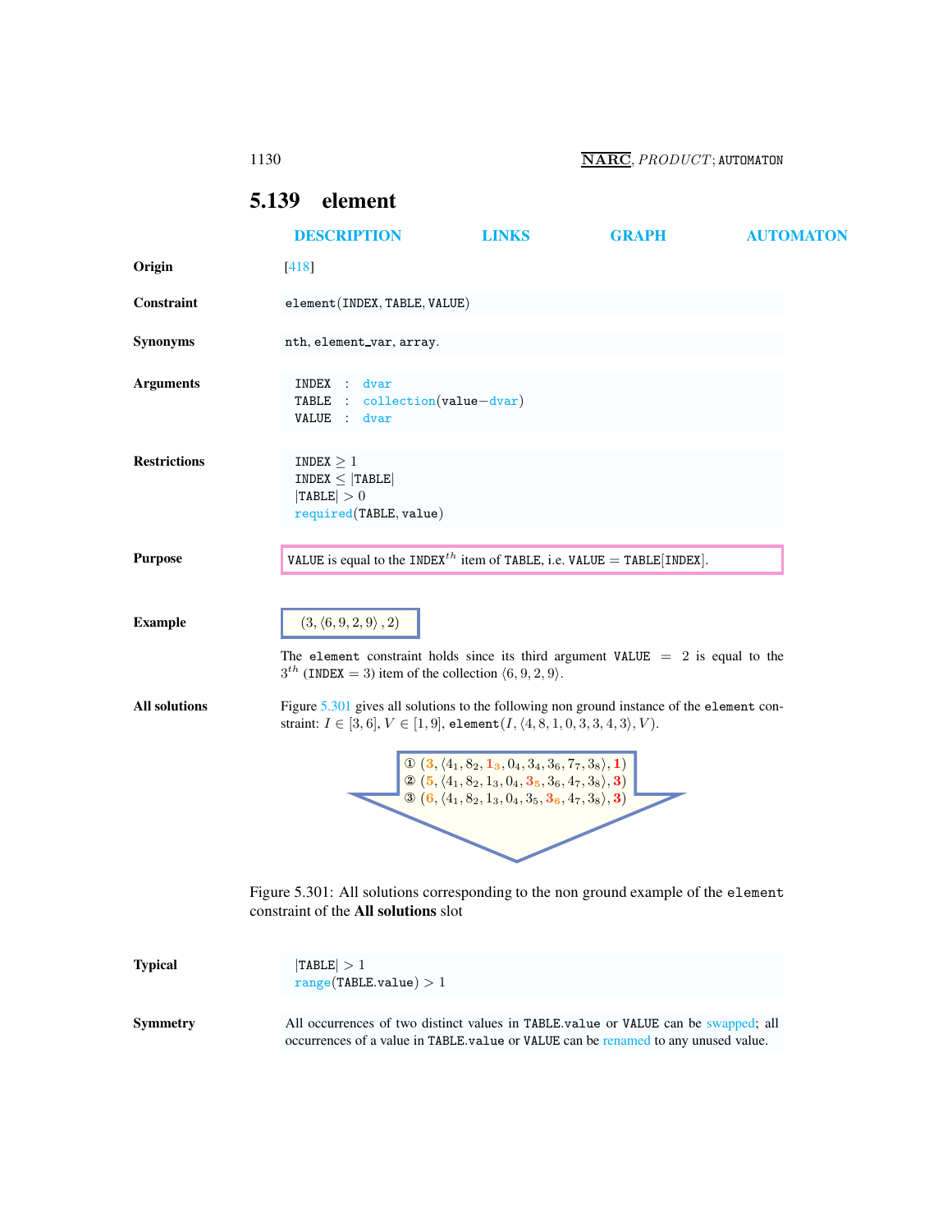## 5.139 element

DESCRIPTION LINKS GRAPH AUTOMATON

**Origin** [418]

**Constraint** `element(INDEX, TABLE, VALUE)`

**Synonyms** `nth`, `element_var`, `array`.

**Arguments**

```
INDEX : dvar
TABLE : collection(value−dvar)
VALUE : dvar
```

**Restrictions**

$\texttt{INDEX} \geq 1$
$\texttt{INDEX} \leq |\texttt{TABLE}|$
$|\texttt{TABLE}| > 0$
`required(TABLE, value)`

**Purpose** `VALUE` is equal to the $\texttt{INDEX}^{th}$ item of `TABLE`, i.e. $\texttt{VALUE} = \texttt{TABLE}[\texttt{INDEX}]$.

**Example** $(3, \langle 6, 9, 2, 9\rangle, 2)$

The `element` constraint holds since its third argument $\texttt{VALUE} = 2$ is equal to the $3^{th}$ ($\texttt{INDEX} = 3$) item of the collection $\langle 6, 9, 2, 9\rangle$.

**All solutions** Figure 5.301 gives all solutions to the following non ground instance of the `element` constraint: $I \in [3, 6]$, $V \in [1, 9]$, $\texttt{element}(I, \langle 4, 8, 1, 0, 3, 3, 4, 3\rangle, V)$.

① $(3, \langle 4_1, 8_2, 1_3, 0_4, 3_4, 3_6, 7_7, 3_8\rangle, 1)$
② $(5, \langle 4_1, 8_2, 1_3, 0_4, 3_5, 3_6, 4_7, 3_8\rangle, 3)$
③ $(6, \langle 4_1, 8_2, 1_3, 0_4, 3_5, 3_6, 4_7, 3_8\rangle, 3)$

Figure 5.301: All solutions corresponding to the non ground example of the `element` constraint of the **All solutions** slot

**Typical**

$|\texttt{TABLE}| > 1$
$\texttt{range}(\texttt{TABLE.value}) > 1$

**Symmetry** All occurrences of two distinct values in `TABLE.value` or `VALUE` can be swapped; all occurrences of a value in `TABLE.value` or `VALUE` can be renamed to any unused value.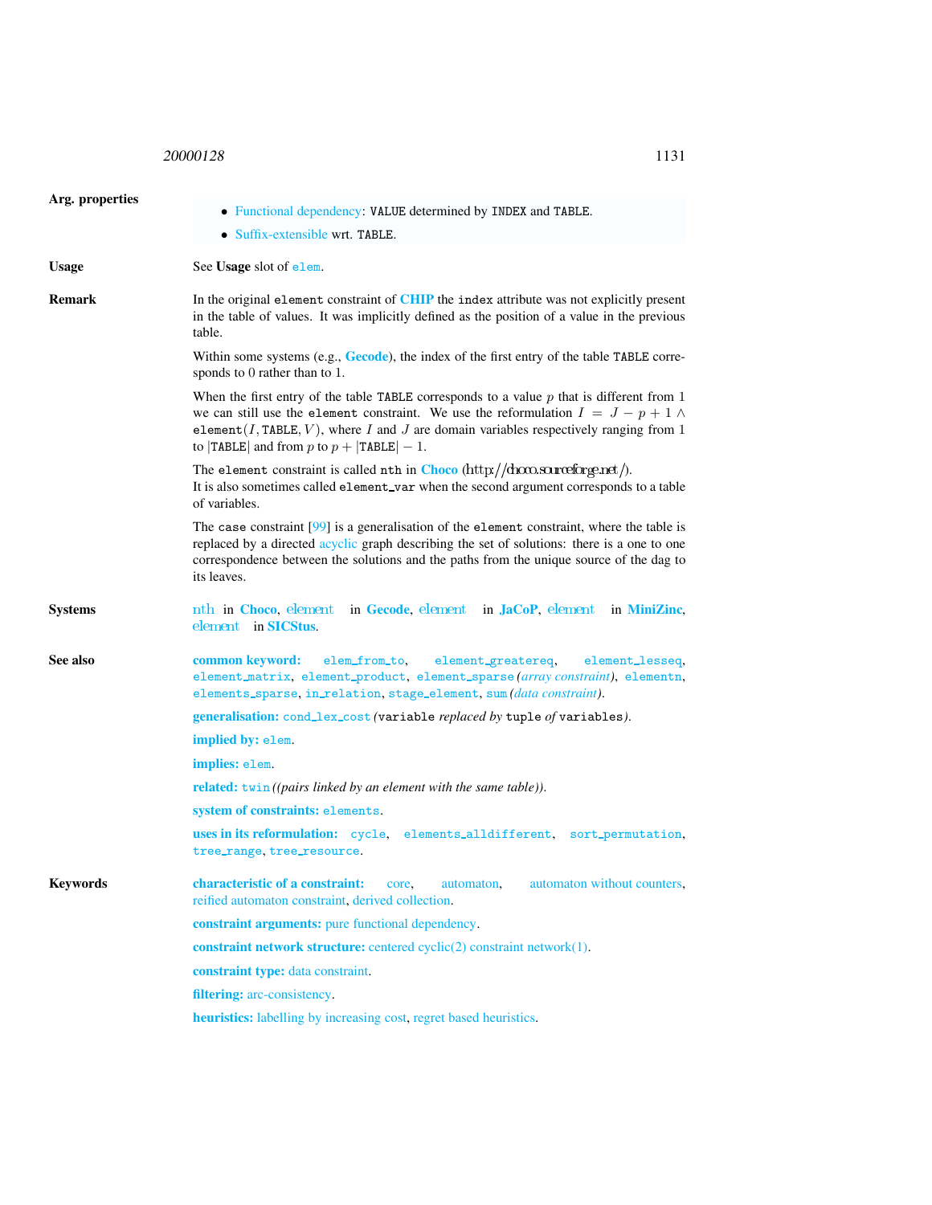**Arg. properties**

- Functional dependency: VALUE determined by INDEX and TABLE.
- Suffix-extensible wrt. TABLE.

**Usage**

See **Usage** slot of elem.

**Remark**

In the original element constraint of **CHIP** the index attribute was not explicitly present in the table of values. It was implicitly defined as the position of a value in the previous table.

Within some systems (e.g., **Gecode**), the index of the first entry of the table TABLE corresponds to 0 rather than to 1.

When the first entry of the table TABLE corresponds to a value $p$ that is different from 1 we can still use the element constraint. We use the reformulation $I = J - p + 1 \wedge$ element$(I, \text{TABLE}, V)$, where $I$ and $J$ are domain variables respectively ranging from 1 to $|\text{TABLE}|$ and from $p$ to $p + |\text{TABLE}| - 1$.

The element constraint is called nth in **Choco** (http://choco.sourceforge.net/).
It is also sometimes called element_var when the second argument corresponds to a table of variables.

The case constraint [99] is a generalisation of the element constraint, where the table is replaced by a directed acyclic graph describing the set of solutions: there is a one to one correspondence between the solutions and the paths from the unique source of the dag to its leaves.

**Systems**

nth in **Choco**, element in **Gecode**, element in **JaCoP**, element in **MiniZinc**, element in **SICStus**.

**See also**

**common keyword:** elem_from_to, element_greatereq, element_lesseq, element_matrix, element_product, element_sparse *(array constraint)*, elementn, elements_sparse, in_relation, stage_element, sum *(data constraint)*.

**generalisation:** cond_lex_cost *(*variable *replaced by* tuple *of* variables*)*.

**implied by:** elem.

**implies:** elem.

**related:** twin *((pairs linked by an element with the same table))*.

**system of constraints:** elements.

**uses in its reformulation:** cycle, elements_alldifferent, sort_permutation, tree_range, tree_resource.

**Keywords**

**characteristic of a constraint:** core, automaton, automaton without counters, reified automaton constraint, derived collection.

**constraint arguments:** pure functional dependency.

**constraint network structure:** centered cyclic(2) constraint network(1).

**constraint type:** data constraint.

**filtering:** arc-consistency.

**heuristics:** labelling by increasing cost, regret based heuristics.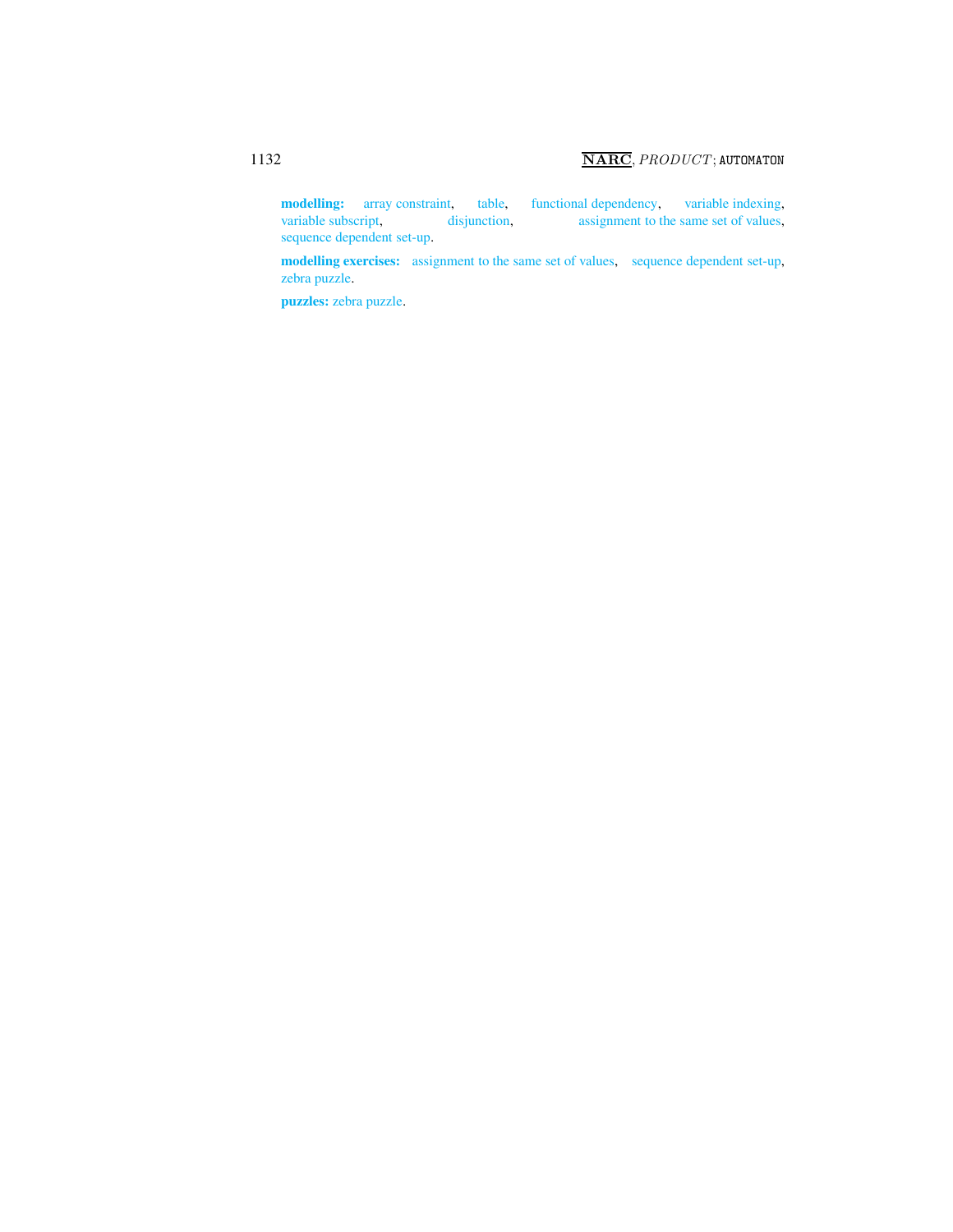**modelling:** array constraint, table, functional dependency, variable indexing, variable subscript, disjunction, assignment to the same set of values, sequence dependent set-up.

**modelling exercises:** assignment to the same set of values, sequence dependent set-up, zebra puzzle.

**puzzles:** zebra puzzle.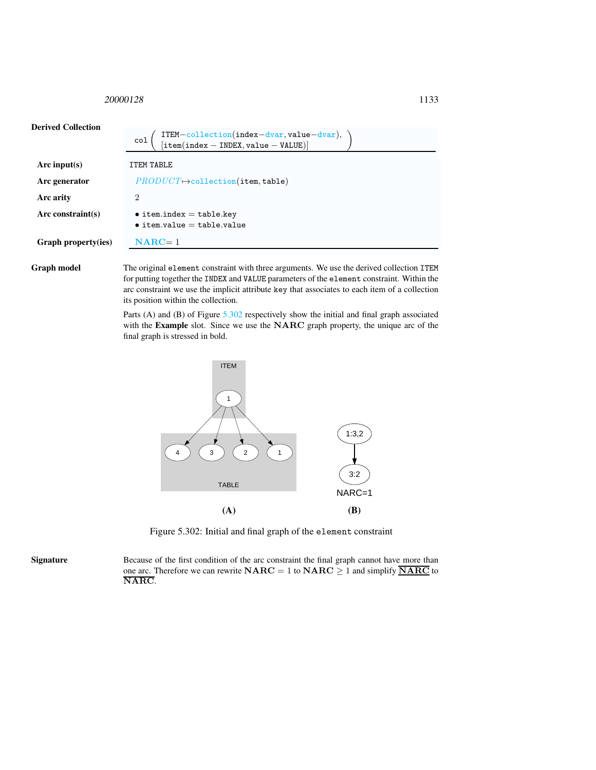**Derived Collection**

$$\text{col}\left(\begin{array}{l}\text{ITEM}-\text{collection}(\text{index}-\text{dvar},\text{value}-\text{dvar}),\\ [\text{item}(\text{index}-\text{INDEX},\text{value}-\text{VALUE})]\end{array}\right)$$

**Arc input(s)**

ITEM TABLE

**Arc generator**

*PRODUCT* $\mapsto$ collection(item, table)

**Arc arity**

2

**Arc constraint(s)**

- item.index = table.key
- item.value = table.value

**Graph property(ies)**

**NARC** = 1

**Graph model**

The original element constraint with three arguments. We use the derived collection ITEM for putting together the INDEX and VALUE parameters of the element constraint. Within the arc constraint we use the implicit attribute key that associates to each item of a collection its position within the collection.

Parts (A) and (B) of Figure 5.302 respectively show the initial and final graph associated with the **Example** slot. Since we use the **NARC** graph property, the unique arc of the final graph is stressed in bold.

Figure 5.302: Initial and final graph of the element constraint

**Signature**

Because of the first condition of the arc constraint the final graph cannot have more than one arc. Therefore we can rewrite **NARC** = 1 to **NARC** $\geq$ 1 and simplify $\overline{\textbf{NARC}}$ to $\overline{\textbf{NARC}}$.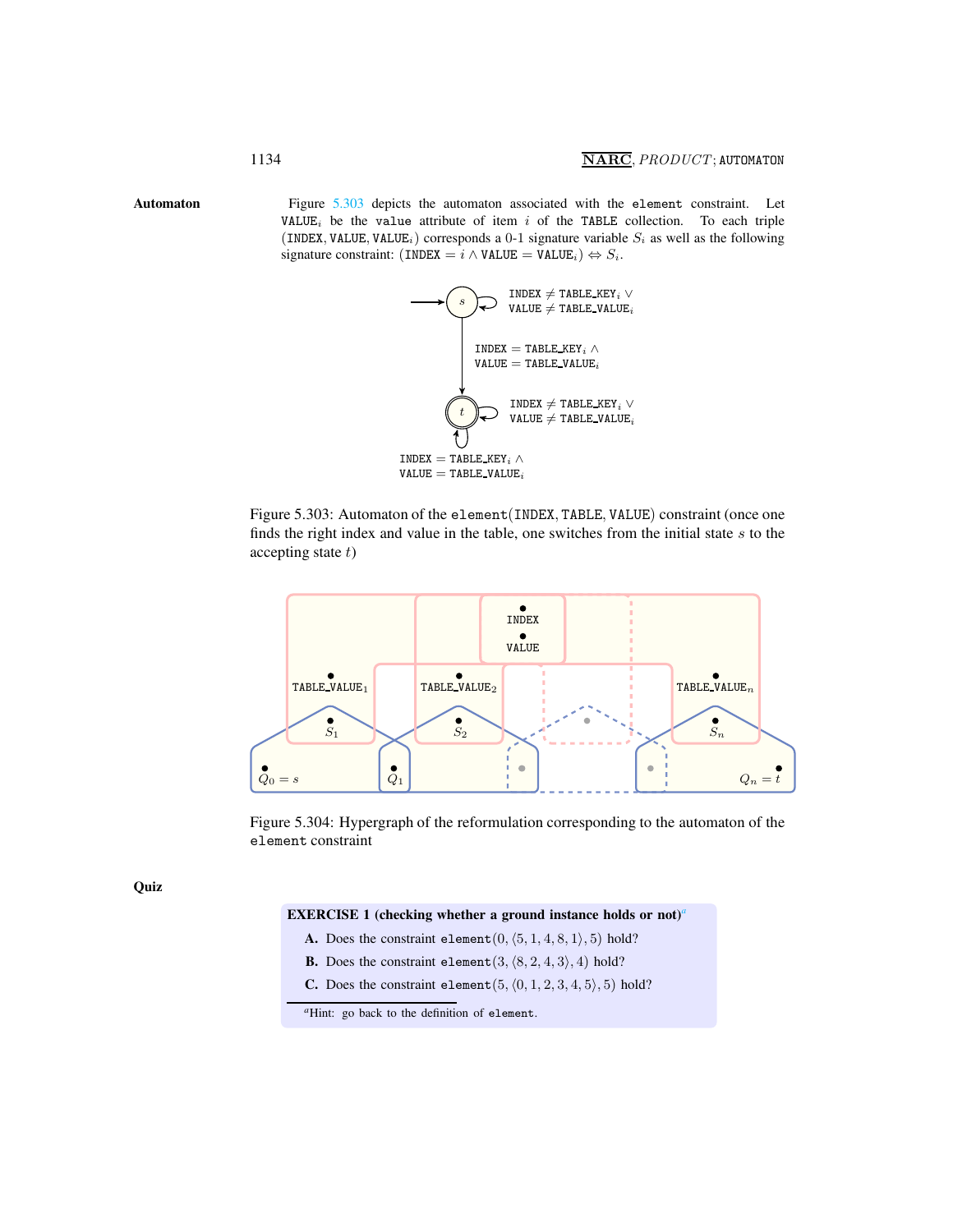## Automaton

Figure 5.303 depicts the automaton associated with the `element` constraint. Let $\texttt{VALUE}_i$ be the `value` attribute of item $i$ of the `TABLE` collection. To each triple $(\texttt{INDEX}, \texttt{VALUE}, \texttt{VALUE}_i)$ corresponds a 0-1 signature variable $S_i$ as well as the following signature constraint: $(\texttt{INDEX} = i \wedge \texttt{VALUE} = \texttt{VALUE}_i) \Leftrightarrow S_i$.

Figure 5.303: Automaton of the `element(INDEX, TABLE, VALUE)` constraint (once one finds the right index and value in the table, one switches from the initial state $s$ to the accepting state $t$)

Figure 5.304: Hypergraph of the reformulation corresponding to the automaton of the `element` constraint

## Quiz

**EXERCISE 1 (checking whether a ground instance holds or not)**[a]

**A.** Does the constraint $\texttt{element}(0, \langle 5, 1, 4, 8, 1 \rangle, 5)$ hold?

**B.** Does the constraint $\texttt{element}(3, \langle 8, 2, 4, 3 \rangle, 4)$ hold?

**C.** Does the constraint $\texttt{element}(5, \langle 0, 1, 2, 3, 4, 5 \rangle, 5)$ hold?

[a] Hint: go back to the definition of `element`.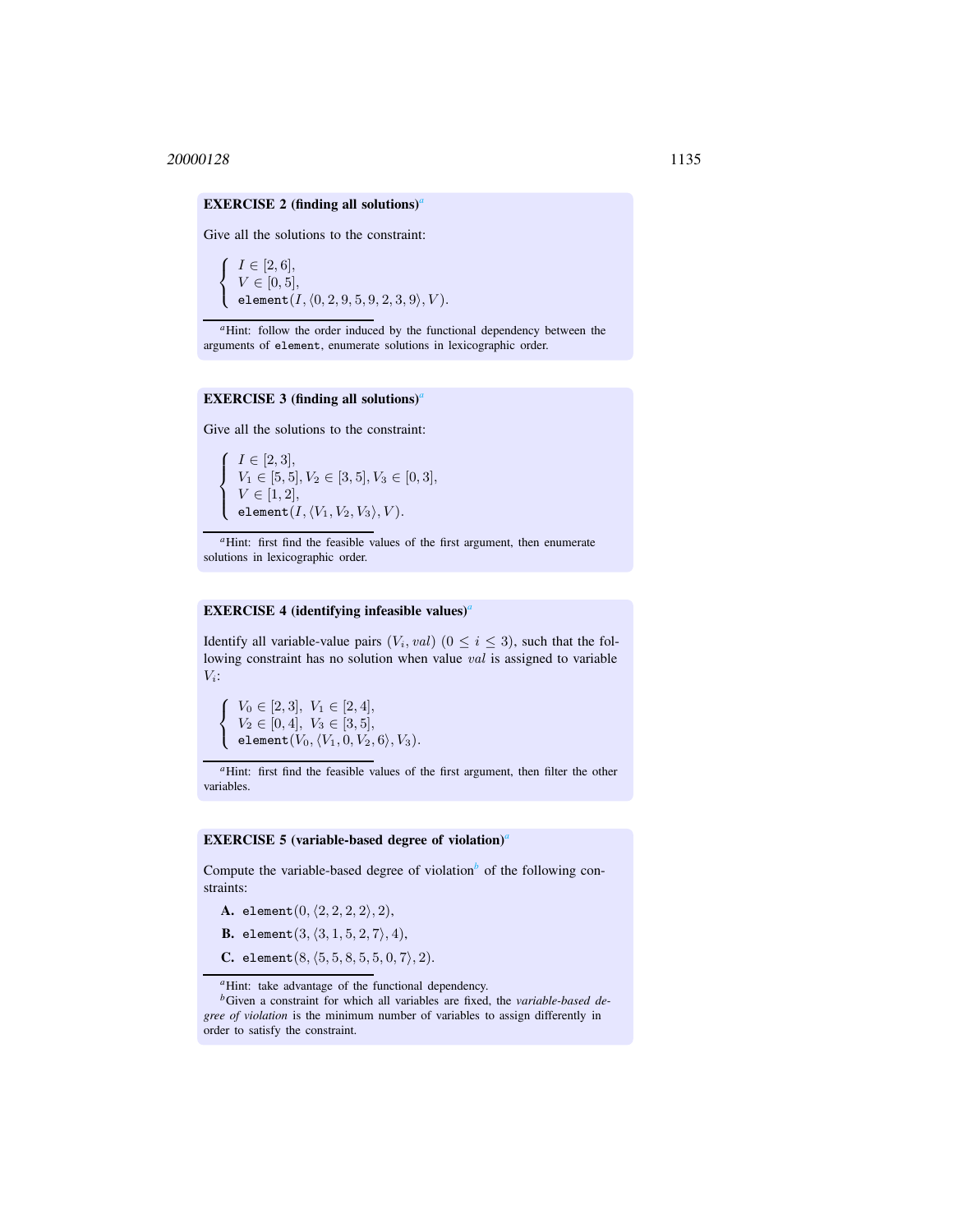**EXERCISE 2 (finding all solutions)**[a]

Give all the solutions to the constraint:

$$\begin{cases} I \in [2,6], \\ V \in [0,5], \\ \texttt{element}(I, \langle 0,2,9,5,9,2,3,9 \rangle, V). \end{cases}$$

[a] Hint: follow the order induced by the functional dependency between the arguments of `element`, enumerate solutions in lexicographic order.

**EXERCISE 3 (finding all solutions)**[a]

Give all the solutions to the constraint:

$$\begin{cases} I \in [2,3], \\ V_1 \in [5,5], V_2 \in [3,5], V_3 \in [0,3], \\ V \in [1,2], \\ \texttt{element}(I, \langle V_1, V_2, V_3 \rangle, V). \end{cases}$$

[a] Hint: first find the feasible values of the first argument, then enumerate solutions in lexicographic order.

**EXERCISE 4 (identifying infeasible values)**[a]

Identify all variable-value pairs $(V_i, val)$ $(0 \leq i \leq 3)$, such that the following constraint has no solution when value $val$ is assigned to variable $V_i$:

$$\begin{cases} V_0 \in [2,3], \ V_1 \in [2,4], \\ V_2 \in [0,4], \ V_3 \in [3,5], \\ \texttt{element}(V_0, \langle V_1, 0, V_2, 6 \rangle, V_3). \end{cases}$$

[a] Hint: first find the feasible values of the first argument, then filter the other variables.

**EXERCISE 5 (variable-based degree of violation)**[a]

Compute the variable-based degree of violation[b] of the following constraints:

**A.** $\texttt{element}(0, \langle 2,2,2,2 \rangle, 2)$,

**B.** $\texttt{element}(3, \langle 3,1,5,2,7 \rangle, 4)$,

**C.** $\texttt{element}(8, \langle 5,5,8,5,5,0,7 \rangle, 2)$.

[a] Hint: take advantage of the functional dependency.

[b] Given a constraint for which all variables are fixed, the *variable-based degree of violation* is the minimum number of variables to assign differently in order to satisfy the constraint.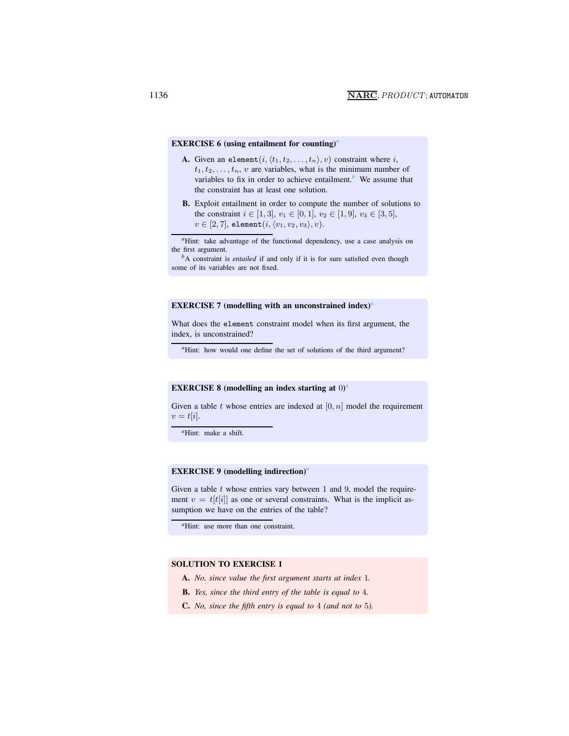**EXERCISE 6 (using entailment for counting)**[a]

**A.** Given an $\texttt{element}(i, \langle t_1, t_2, \dots, t_n \rangle, v)$ constraint where $i$, $t_1, t_2, \dots, t_n$, $v$ are variables, what is the minimum number of variables to fix in order to achieve entailment.[b] We assume that the constraint has at least one solution.

**B.** Exploit entailment in order to compute the number of solutions to the constraint $i \in [1,3]$, $v_1 \in [0,1]$, $v_2 \in [1,9]$, $v_3 \in [3,5]$, $v \in [2,7]$, $\texttt{element}(i, \langle v_1, v_2, v_3 \rangle, v)$.

[a] Hint: take advantage of the functional dependency, use a case analysis on the first argument.

[b] A constraint is *entailed* if and only if it is for sure satisfied even though some of its variables are not fixed.

**EXERCISE 7 (modelling with an unconstrained index)**[a]

What does the `element` constraint model when its first argument, the index, is unconstrained?

[a] Hint: how would one define the set of solutions of the third argument?

**EXERCISE 8 (modelling an index starting at 0)**[a]

Given a table $t$ whose entries are indexed at $[0, n]$ model the requirement $v = t[i]$.

[a] Hint: make a shift.

**EXERCISE 9 (modelling indirection)**[a]

Given a table $t$ whose entries vary between 1 and 9, model the requirement $v = t[t[i]]$ as one or several constraints. What is the implicit assumption we have on the entries of the table?

[a] Hint: use more than one constraint.

**SOLUTION TO EXERCISE 1**

**A.** *No, since value the first argument starts at index* 1*.*

**B.** *Yes, since the third entry of the table is equal to* 4*.*

**C.** *No, since the fifth entry is equal to* 4 *(and not to* 5*).*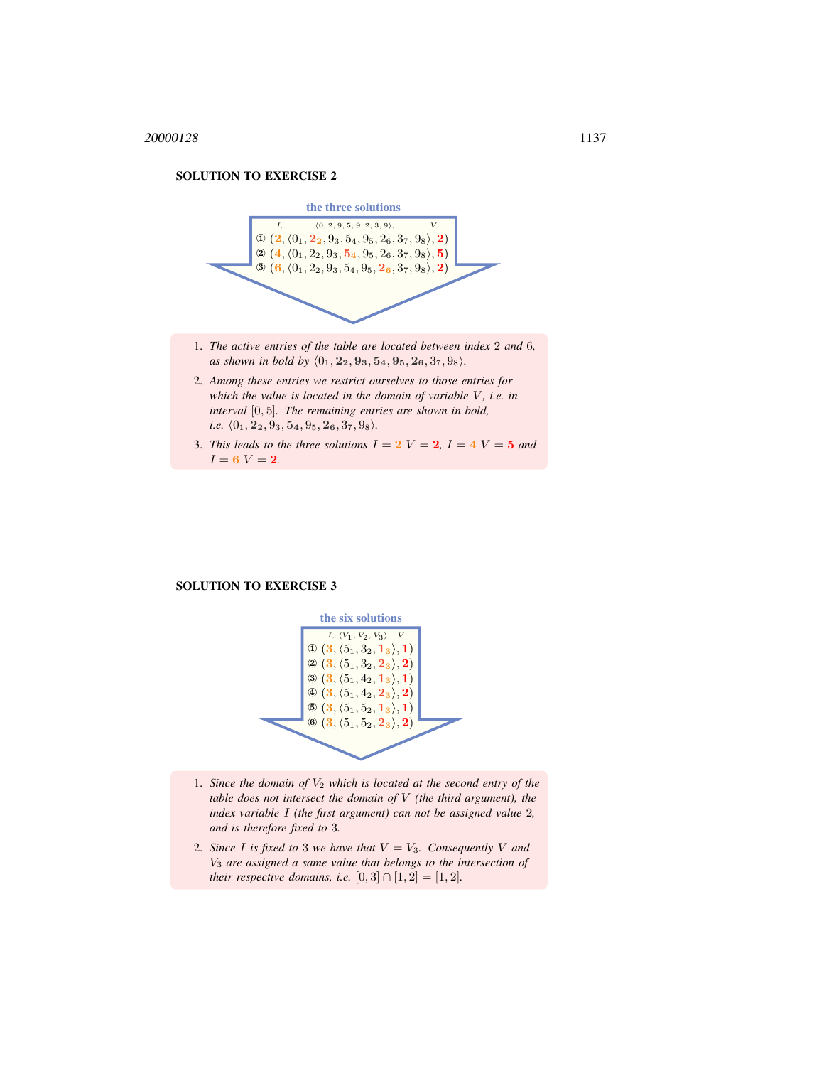## SOLUTION TO EXERCISE 2

**the three solutions**

$I,\quad \langle 0,2,9,5,9,2,3,9\rangle,\quad V$

① $(\mathbf{2}, \langle 0_1, \mathbf{2_2}, 9_3, 5_4, 9_5, 2_6, 3_7, 9_8\rangle, \mathbf{2})$
② $(\mathbf{4}, \langle 0_1, 2_2, 9_3, \mathbf{5_4}, 9_5, 2_6, 3_7, 9_8\rangle, \mathbf{5})$
③ $(\mathbf{6}, \langle 0_1, 2_2, 9_3, 5_4, 9_5, \mathbf{2_6}, 3_7, 9_8\rangle, \mathbf{2})$

1. *The active entries of the table are located between index 2 and 6, as shown in bold by* $\langle 0_1, \mathbf{2_2}, \mathbf{9_3}, \mathbf{5_4}, \mathbf{9_5}, \mathbf{2_6}, 3_7, 9_8\rangle$.
2. *Among these entries we restrict ourselves to those entries for which the value is located in the domain of variable* $V$*, i.e. in interval* $[0, 5]$*. The remaining entries are shown in bold, i.e.* $\langle 0_1, \mathbf{2_2}, 9_3, \mathbf{5_4}, 9_5, \mathbf{2_6}, 3_7, 9_8\rangle$.
3. *This leads to the three solutions* $I = \mathbf{2}$ $V = \mathbf{2}$, $I = \mathbf{4}$ $V = \mathbf{5}$ *and* $I = \mathbf{6}$ $V = \mathbf{2}$.

## SOLUTION TO EXERCISE 3

**the six solutions**

$I,\ \langle V_1, V_2, V_3\rangle,\ V$

① $(\mathbf{3}, \langle 5_1, 3_2, \mathbf{1_3}\rangle, \mathbf{1})$
② $(\mathbf{3}, \langle 5_1, 3_2, \mathbf{2_3}\rangle, \mathbf{2})$
③ $(\mathbf{3}, \langle 5_1, 4_2, \mathbf{1_3}\rangle, \mathbf{1})$
④ $(\mathbf{3}, \langle 5_1, 4_2, \mathbf{2_3}\rangle, \mathbf{2})$
⑤ $(\mathbf{3}, \langle 5_1, 5_2, \mathbf{1_3}\rangle, \mathbf{1})$
⑥ $(\mathbf{3}, \langle 5_1, 5_2, \mathbf{2_3}\rangle, \mathbf{2})$

1. *Since the domain of* $V_2$ *which is located at the second entry of the table does not intersect the domain of* $V$ *(the third argument), the index variable* $I$ *(the first argument) can not be assigned value 2, and is therefore fixed to 3.*
2. *Since* $I$ *is fixed to 3 we have that* $V = V_3$*. Consequently* $V$ *and* $V_3$ *are assigned a same value that belongs to the intersection of their respective domains, i.e.* $[0, 3] \cap [1, 2] = [1, 2]$.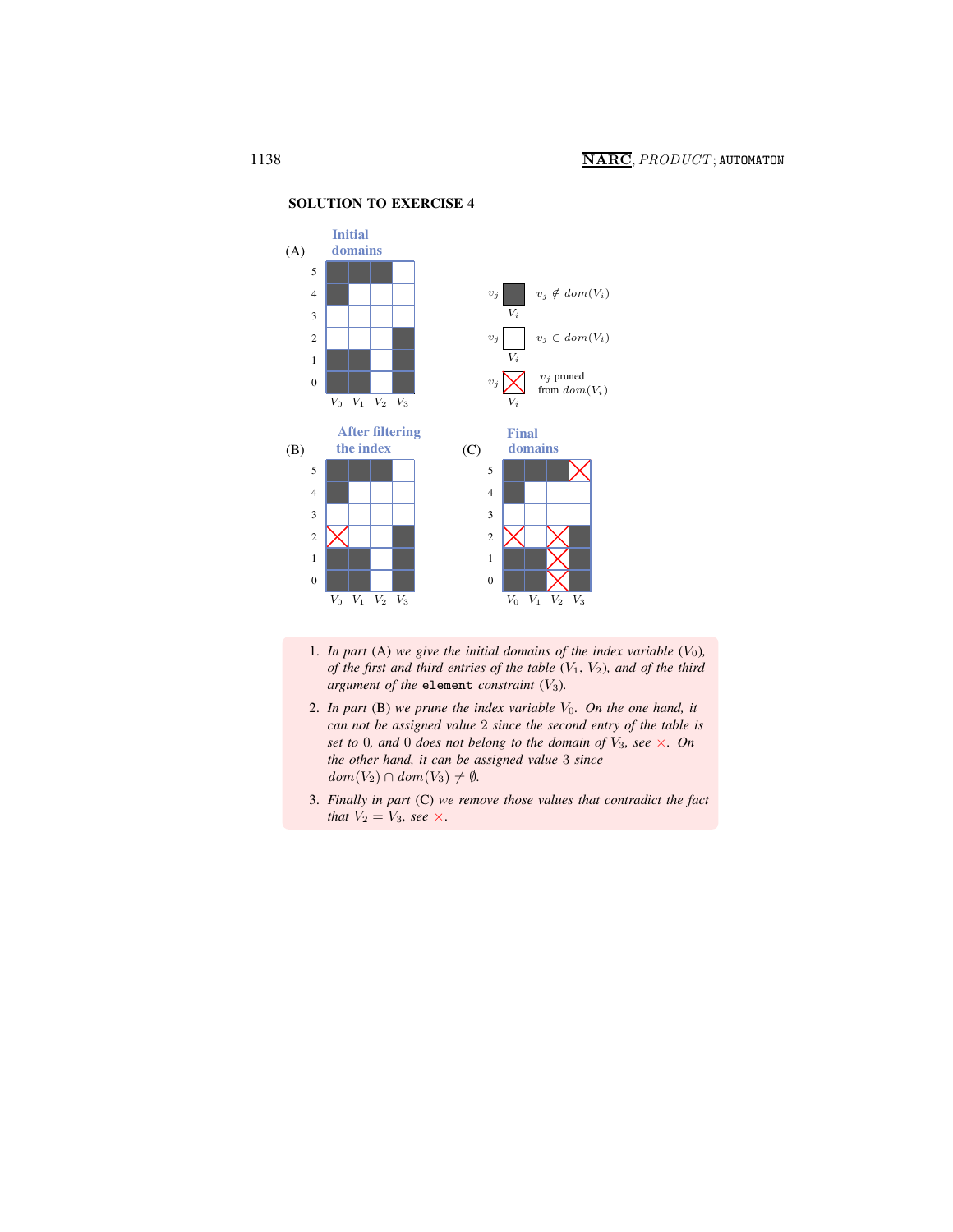### SOLUTION TO EXERCISE 4

(A) Initial domains

(B) After filtering the index

(C) Final domains

$v_j$ (filled) $V_i$: $v_j \notin dom(V_i)$

$v_j$ (empty) $V_i$: $v_j \in dom(V_i)$

$v_j$ (crossed) $V_i$: $v_j$ pruned from $dom(V_i)$

1. *In part* (A) *we give the initial domains of the index variable* ($V_0$)*, of the first and third entries of the table* ($V_1$*,* $V_2$)*, and of the third argument of the* `element` *constraint* ($V_3$)*.*
2. *In part* (B) *we prune the index variable* $V_0$*. On the one hand, it can not be assigned value* 2 *since the second entry of the table is set to* 0*, and* 0 *does not belong to the domain of* $V_3$*, see* ×*. On the other hand, it can be assigned value* 3 *since* $dom(V_2) \cap dom(V_3) \neq \emptyset$*.*
3. *Finally in part* (C) *we remove those values that contradict the fact that* $V_2 = V_3$*, see* ×*.*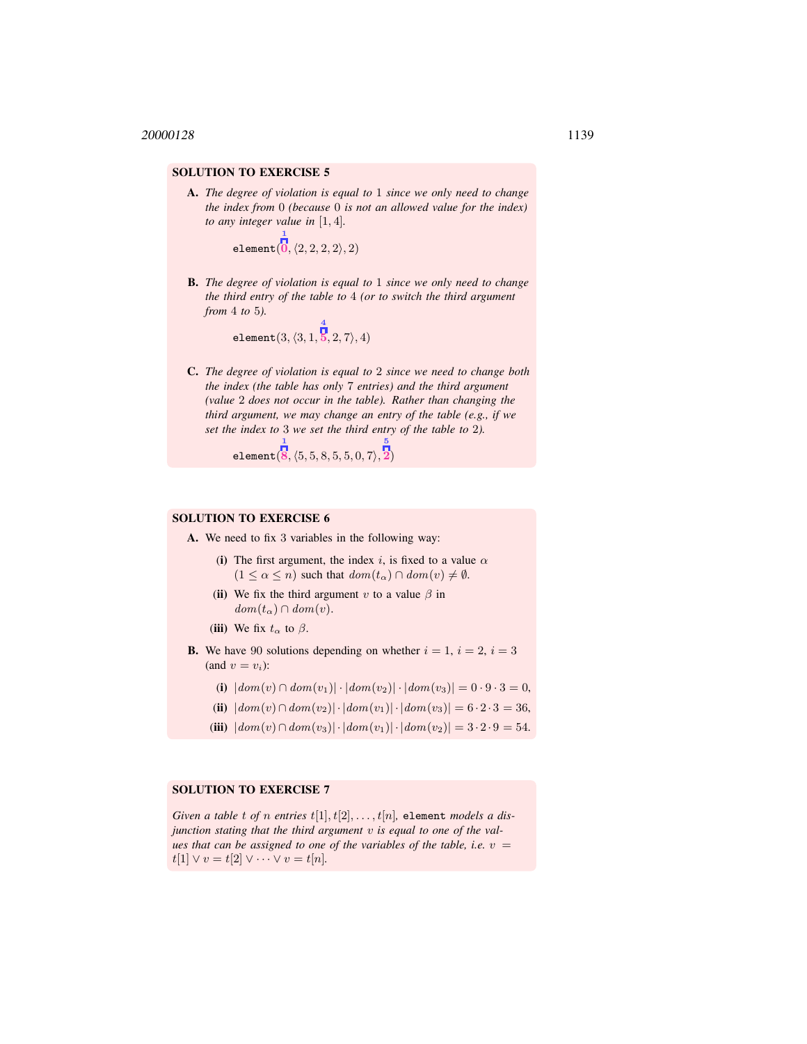### SOLUTION TO EXERCISE 5

**A.** *The degree of violation is equal to* 1 *since we only need to change the index from* 0 *(because* 0 *is not an allowed value for the index) to any integer value in* $[1, 4]$.

$$\texttt{element}(\overset{1}{\mathbf{0}}, \langle 2, 2, 2, 2\rangle, 2)$$

**B.** *The degree of violation is equal to* 1 *since we only need to change the third entry of the table to* 4 *(or to switch the third argument from* 4 *to* 5*).*

$$\texttt{element}(3, \langle 3, 1, \overset{4}{\mathbf{5}}, 2, 7\rangle, 4)$$

**C.** *The degree of violation is equal to* 2 *since we need to change both the index (the table has only* 7 *entries) and the third argument (value* 2 *does not occur in the table). Rather than changing the third argument, we may change an entry of the table (e.g., if we set the index to* 3 *we set the third entry of the table to* 2*).*

$$\texttt{element}(\overset{1}{\mathbf{8}}, \langle 5, 5, 8, 5, 5, 0, 7\rangle, \overset{5}{\mathbf{2}})$$

### SOLUTION TO EXERCISE 6

**A.** We need to fix 3 variables in the following way:

- **(i)** The first argument, the index $i$, is fixed to a value $\alpha$ $(1 \leq \alpha \leq n)$ such that $dom(t_\alpha) \cap dom(v) \neq \emptyset$.
- **(ii)** We fix the third argument $v$ to a value $\beta$ in $dom(t_\alpha) \cap dom(v)$.
- **(iii)** We fix $t_\alpha$ to $\beta$.

**B.** We have 90 solutions depending on whether $i = 1$, $i = 2$, $i = 3$ (and $v = v_i$):

- **(i)** $|dom(v) \cap dom(v_1)| \cdot |dom(v_2)| \cdot |dom(v_3)| = 0 \cdot 9 \cdot 3 = 0$,
- **(ii)** $|dom(v) \cap dom(v_2)| \cdot |dom(v_1)| \cdot |dom(v_3)| = 6 \cdot 2 \cdot 3 = 36$,
- **(iii)** $|dom(v) \cap dom(v_3)| \cdot |dom(v_1)| \cdot |dom(v_2)| = 3 \cdot 2 \cdot 9 = 54$.

### SOLUTION TO EXERCISE 7

*Given a table* $t$ *of* $n$ *entries* $t[1], t[2], \ldots, t[n]$*,* `element` *models a disjunction stating that the third argument* $v$ *is equal to one of the values that can be assigned to one of the variables of the table, i.e.* $v = t[1] \vee v = t[2] \vee \cdots \vee v = t[n]$.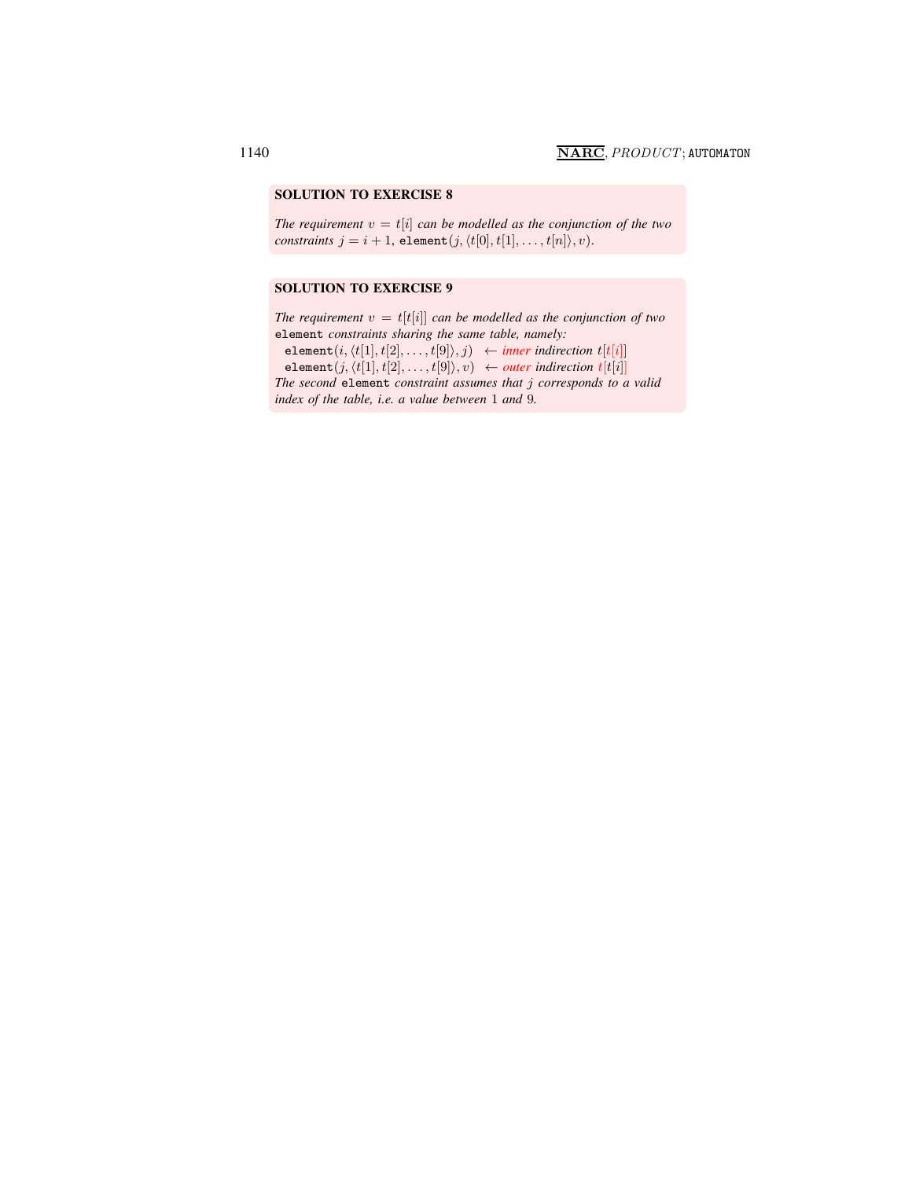**SOLUTION TO EXERCISE 8**

*The requirement $v = t[i]$ can be modelled as the conjunction of the two constraints $j = i + 1$,* $\texttt{element}(j, \langle t[0], t[1], \ldots, t[n]\rangle, v)$.

**SOLUTION TO EXERCISE 9**

*The requirement $v = t[t[i]]$ can be modelled as the conjunction of two* `element` *constraints sharing the same table, namely:*

$\texttt{element}(i, \langle t[1], t[2], \ldots, t[9]\rangle, j) \;\leftarrow$ *inner indirection* $t[t[i]]$

$\texttt{element}(j, \langle t[1], t[2], \ldots, t[9]\rangle, v) \;\leftarrow$ *outer indirection* $t[t[i]]$

*The second* `element` *constraint assumes that $j$ corresponds to a valid index of the table, i.e. a value between 1 and 9.*